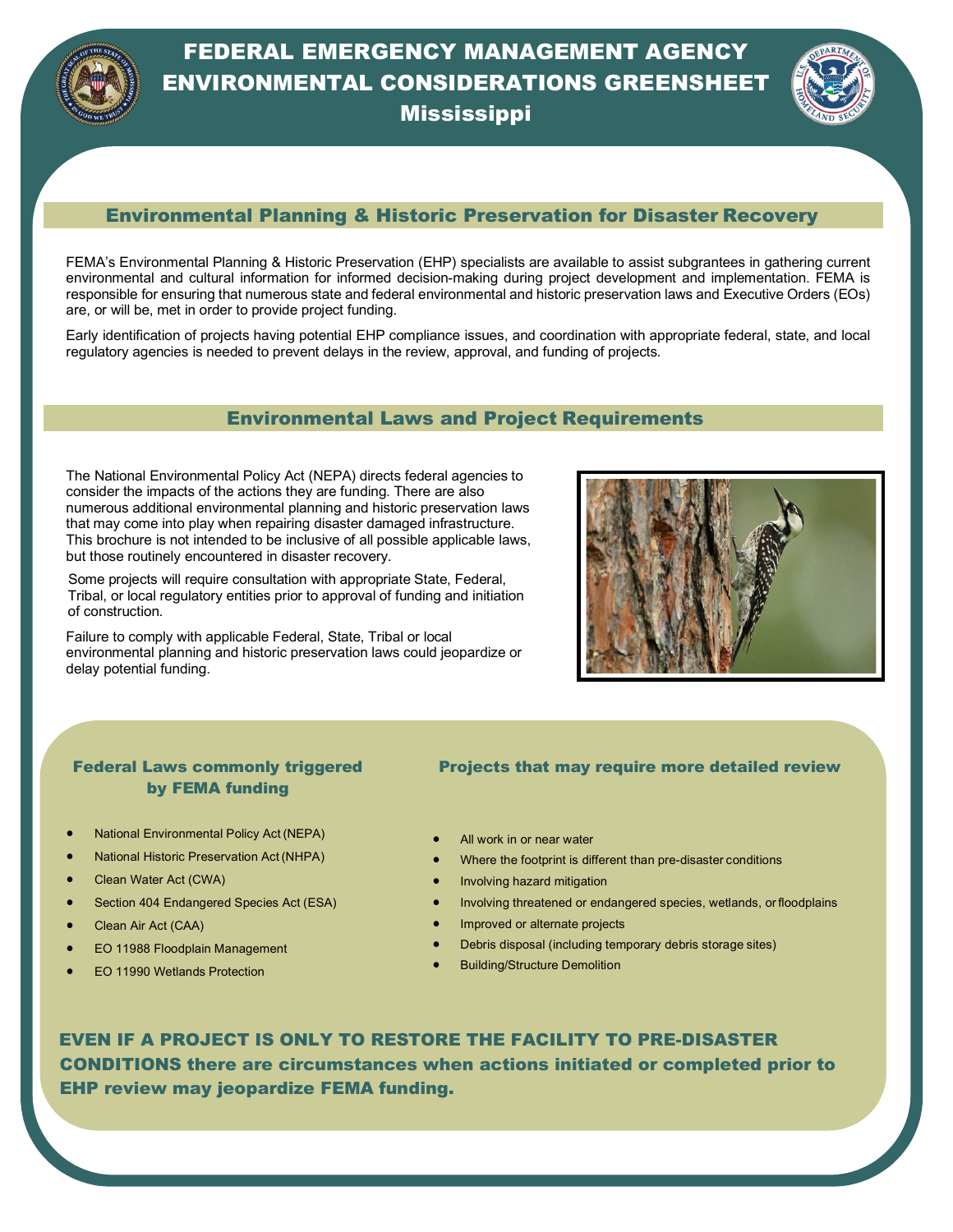# FEDERAL EMERGENCY MANAGEMENT AGENCY ENVIRONMENTAL CONSIDERATIONS GREENSHEET Mississippi

## Environmental Planning & Historic Preservation for Disaster Recovery

FEMA's Environmental Planning & Historic Preservation (EHP) specialists are available to assist subgrantees in gathering current environmental and cultural information for informed decision-making during project development and implementation. FEMA is responsible for ensuring that numerous state and federal environmental and historic preservation laws and Executive Orders (EOs) are, or will be, met in order to provide project funding.

Early identification of projects having potential EHP compliance issues, and coordination with appropriate federal, state, and local regulatory agencies is needed to prevent delays in the review, approval, and funding of projects.

## Environmental Laws and Project Requirements

The National Environmental Policy Act (NEPA) directs federal agencies to consider the impacts of the actions they are funding. There are also numerous additional environmental planning and historic preservation laws that may come into play when repairing disaster damaged infrastructure. This brochure is not intended to be inclusive of all possible applicable laws, but those routinely encountered in disaster recovery.

Some projects will require consultation with appropriate State, Federal, Tribal, or local regulatory entities prior to approval of funding and initiation of construction.

Failure to comply with applicable Federal, State, Tribal or local environmental planning and historic preservation laws could jeopardize or delay potential funding.

### Federal Laws commonly triggered by FEMA funding

- National Environmental Policy Act (NEPA)
- National Historic Preservation Act (NHPA)
- Clean Water Act (CWA)
- Section 404 Endangered Species Act (ESA)
- Clean Air Act (CAA)
- EO 11988 Floodplain Management
- EO 11990 Wetlands Protection

### Projects that may require more detailed review

- All work in or near water
- Where the footprint is different than pre-disaster conditions
- Involving hazard mitigation
- Involving threatened or endangered species, wetlands, or floodplains
- Improved or alternate projects
- Debris disposal (including temporary debris storage sites)
- Building/Structure Demolition

**EVEN IF A PROJECT IS ONLY TO RESTORE THE FACILITY TO PRE-DISASTER CONDITIONS there are circumstances when actions initiated or completed prior to EHP review may jeopardize FEMA funding.**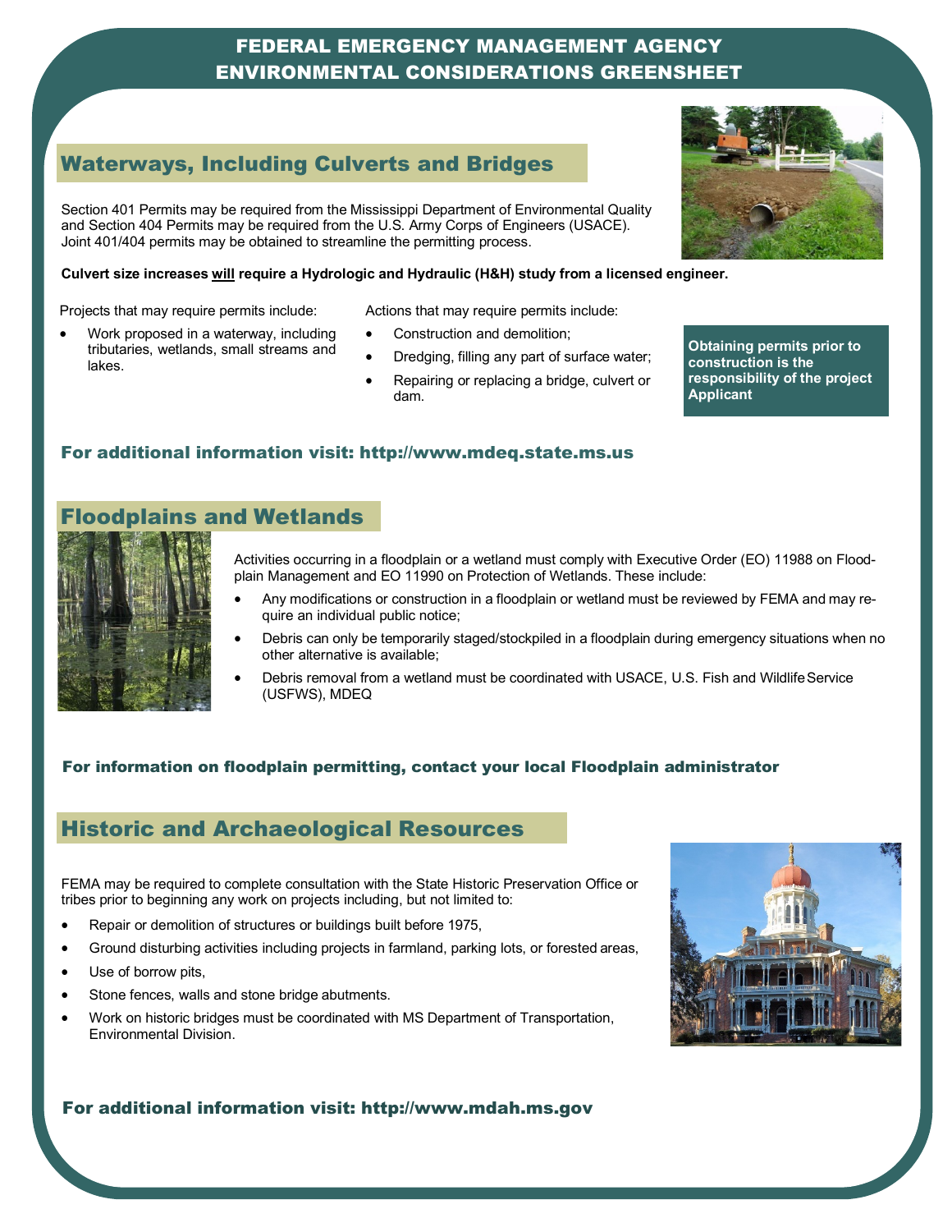# FEDERAL EMERGENCY MANAGEMENT AGENCY ENVIRONMENTAL CONSIDERATIONS GREENSHEET

## Waterways, Including Culverts and Bridges

Section 401 Permits may be required from the Mississippi Department of Environmental Quality and Section 404 Permits may be required from the U.S. Army Corps of Engineers (USACE). Joint 401/404 permits may be obtained to streamline the permitting process.

**Culvert size increases <u>will</u> require a Hydrologic and Hydraulic (H&H) study from a licensed engineer.**

Projects that may require permits include:

- Work proposed in a waterway, including tributaries, wetlands, small streams and lakes.

Actions that may require permits include:

- Construction and demolition;
- Dredging, filling any part of surface water;
- Repairing or replacing a bridge, culvert or dam.

**Obtaining permits prior to construction is the responsibility of the project Applicant**

**For additional information visit: http://www.mdeq.state.ms.us**

## Floodplains and Wetlands

Activities occurring in a floodplain or a wetland must comply with Executive Order (EO) 11988 on Floodplain Management and EO 11990 on Protection of Wetlands. These include:

- Any modifications or construction in a floodplain or wetland must be reviewed by FEMA and may require an individual public notice;
- Debris can only be temporarily staged/stockpiled in a floodplain during emergency situations when no other alternative is available;
- Debris removal from a wetland must be coordinated with USACE, U.S. Fish and Wildlife Service (USFWS), MDEQ

**For information on floodplain permitting, contact your local Floodplain administrator**

## Historic and Archaeological Resources

FEMA may be required to complete consultation with the State Historic Preservation Office or tribes prior to beginning any work on projects including, but not limited to:

- Repair or demolition of structures or buildings built before 1975,
- Ground disturbing activities including projects in farmland, parking lots, or forested areas,
- Use of borrow pits,
- Stone fences, walls and stone bridge abutments.
- Work on historic bridges must be coordinated with MS Department of Transportation, Environmental Division.

**For additional information visit: http://www.mdah.ms.gov**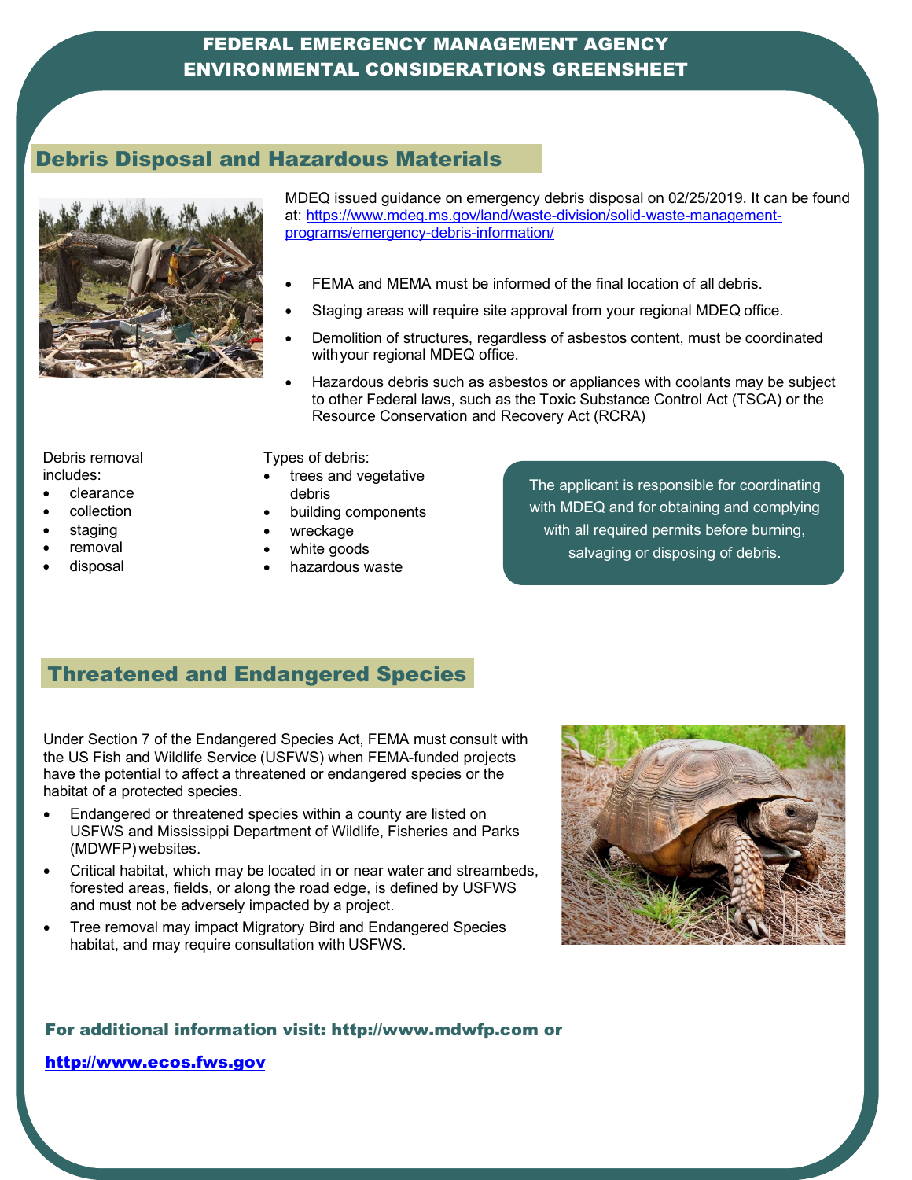# FEDERAL EMERGENCY MANAGEMENT AGENCY ENVIRONMENTAL CONSIDERATIONS GREENSHEET

## Debris Disposal and Hazardous Materials

MDEQ issued guidance on emergency debris disposal on 02/25/2019. It can be found at: [https://www.mdeq.ms.gov/land/waste-division/solid-waste-management-programs/emergency-debris-information/](https://www.mdeq.ms.gov/land/waste-division/solid-waste-management-programs/emergency-debris-information/)

- FEMA and MEMA must be informed of the final location of all debris.
- Staging areas will require site approval from your regional MDEQ office.
- Demolition of structures, regardless of asbestos content, must be coordinated with your regional MDEQ office.
- Hazardous debris such as asbestos or appliances with coolants may be subject to other Federal laws, such as the Toxic Substance Control Act (TSCA) or the Resource Conservation and Recovery Act (RCRA)

Debris removal includes:

- clearance
- collection
- staging
- removal
- disposal

Types of debris:

- trees and vegetative debris
- building components
- wreckage
- white goods
- hazardous waste

The applicant is responsible for coordinating with MDEQ and for obtaining and complying with all required permits before burning, salvaging or disposing of debris.

## Threatened and Endangered Species

Under Section 7 of the Endangered Species Act, FEMA must consult with the US Fish and Wildlife Service (USFWS) when FEMA-funded projects have the potential to affect a threatened or endangered species or the habitat of a protected species.

- Endangered or threatened species within a county are listed on USFWS and Mississippi Department of Wildlife, Fisheries and Parks (MDWFP) websites.
- Critical habitat, which may be located in or near water and streambeds, forested areas, fields, or along the road edge, is defined by USFWS and must not be adversely impacted by a project.
- Tree removal may impact Migratory Bird and Endangered Species habitat, and may require consultation with USFWS.

**For additional information visit: http://www.mdwfp.com or**

**[http://www.ecos.fws.gov](http://www.ecos.fws.gov)**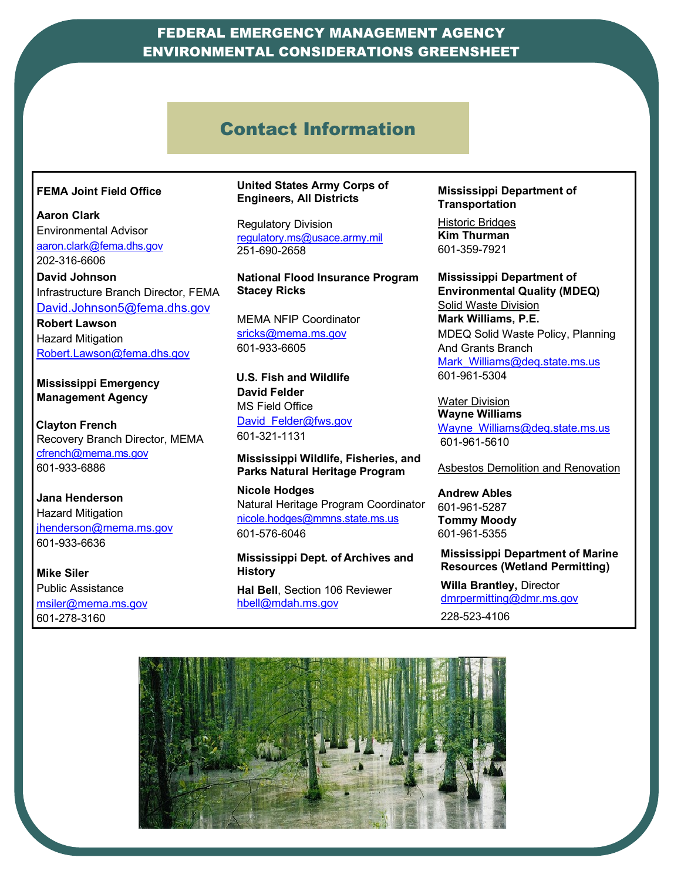# FEDERAL EMERGENCY MANAGEMENT AGENCY ENVIRONMENTAL CONSIDERATIONS GREENSHEET

## Contact Information

**FEMA Joint Field Office**

**Aaron Clark**
Environmental Advisor
aaron.clark@fema.dhs.gov
202-316-6606

**David Johnson**
Infrastructure Branch Director, FEMA
David.Johnson5@fema.dhs.gov

**Robert Lawson**
Hazard Mitigation
Robert.Lawson@fema.dhs.gov

**Mississippi Emergency Management Agency**

**Clayton French**
Recovery Branch Director, MEMA
cfrench@mema.ms.gov
601-933-6886

**Jana Henderson**
Hazard Mitigation
jhenderson@mema.ms.gov
601-933-6636

**Mike Siler**
Public Assistance
msiler@mema.ms.gov
601-278-3160

**United States Army Corps of Engineers, All Districts**

Regulatory Division
regulatory.ms@usace.army.mil
251-690-2658

**National Flood Insurance Program**
**Stacey Ricks**

MEMA NFIP Coordinator
sricks@mema.ms.gov
601-933-6605

**U.S. Fish and Wildlife**
**David Felder**
MS Field Office
David_Felder@fws.gov
601-321-1131

**Mississippi Wildlife, Fisheries, and Parks Natural Heritage Program**

**Nicole Hodges**
Natural Heritage Program Coordinator
nicole.hodges@mmns.state.ms.us
601-576-6046

**Mississippi Dept. of Archives and History**

**Hal Bell**, Section 106 Reviewer
hbell@mdah.ms.gov

**Mississippi Department of Transportation**

Historic Bridges
**Kim Thurman**
601-359-7921

**Mississippi Department of Environmental Quality (MDEQ)**

Solid Waste Division
**Mark Williams, P.E.**
MDEQ Solid Waste Policy, Planning And Grants Branch
Mark_Williams@deq.state.ms.us
601-961-5304

Water Division
**Wayne Williams**
Wayne_Williams@deq.state.ms.us
601-961-5610

Asbestos Demolition and Renovation

**Andrew Ables**
601-961-5287
**Tommy Moody**
601-961-5355

**Mississippi Department of Marine Resources (Wetland Permitting)**

**Willa Brantley,** Director
dmrpermitting@dmr.ms.gov
228-523-4106